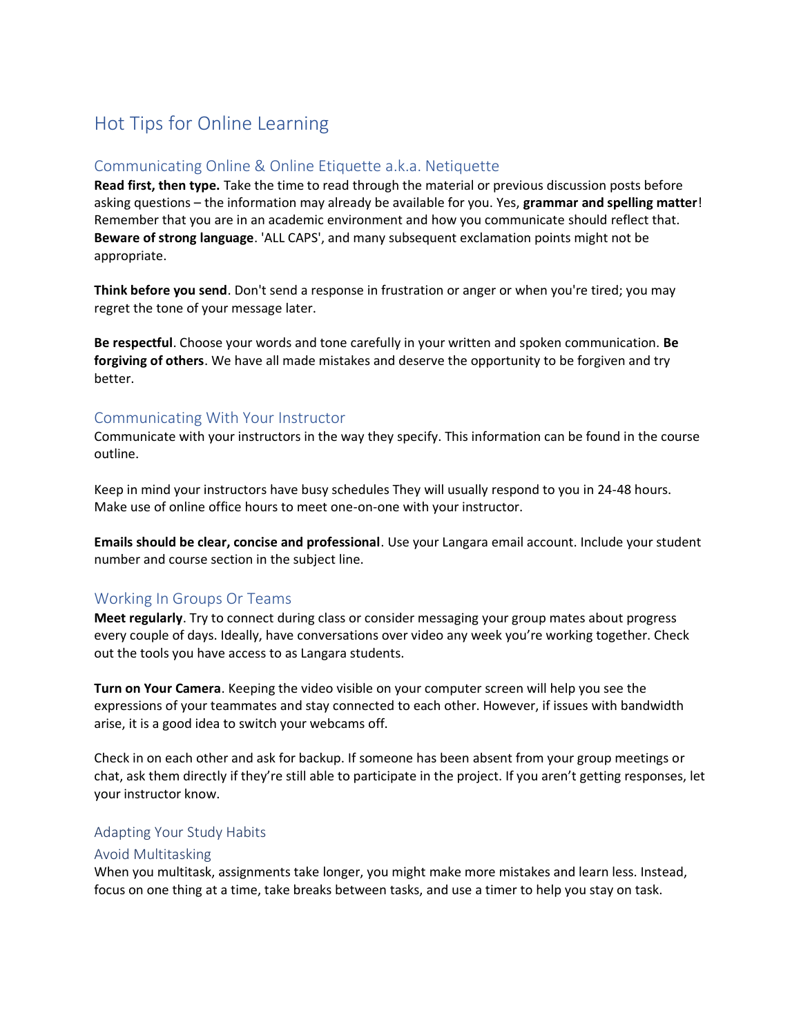# Hot Tips for Online Learning

## Communicating Online & Online Etiquette a.k.a. Netiquette

**Read first, then type.** Take the time to read through the material or previous discussion posts before asking questions – the information may already be available for you. Yes, **grammar and spelling matter**! Remember that you are in an academic environment and how you communicate should reflect that. **Beware of strong language**. 'ALL CAPS', and many subsequent exclamation points might not be appropriate.

**Think before you send**. Don't send a response in frustration or anger or when you're tired; you may regret the tone of your message later.

**Be respectful**. Choose your words and tone carefully in your written and spoken communication. **Be forgiving of others**. We have all made mistakes and deserve the opportunity to be forgiven and try better.

## Communicating With Your Instructor

Communicate with your instructors in the way they specify. This information can be found in the course outline.

Keep in mind your instructors have busy schedules They will usually respond to you in 24-48 hours. Make use of online office hours to meet one-on-one with your instructor.

**Emails should be clear, concise and professional**. Use your Langara email account. Include your student number and course section in the subject line.

## Working In Groups Or Teams

**Meet regularly**. Try to connect during class or consider messaging your group mates about progress every couple of days. Ideally, have conversations over video any week you're working together. Check out the tools you have access to as Langara students.

**Turn on Your Camera**. Keeping the video visible on your computer screen will help you see the expressions of your teammates and stay connected to each other. However, if issues with bandwidth arise, it is a good idea to switch your webcams off.

Check in on each other and ask for backup. If someone has been absent from your group meetings or chat, ask them directly if they're still able to participate in the project. If you aren't getting responses, let your instructor know.

## Adapting Your Study Habits

### Avoid Multitasking

When you multitask, assignments take longer, you might make more mistakes and learn less. Instead, focus on one thing at a time, take breaks between tasks, and use a timer to help you stay on task.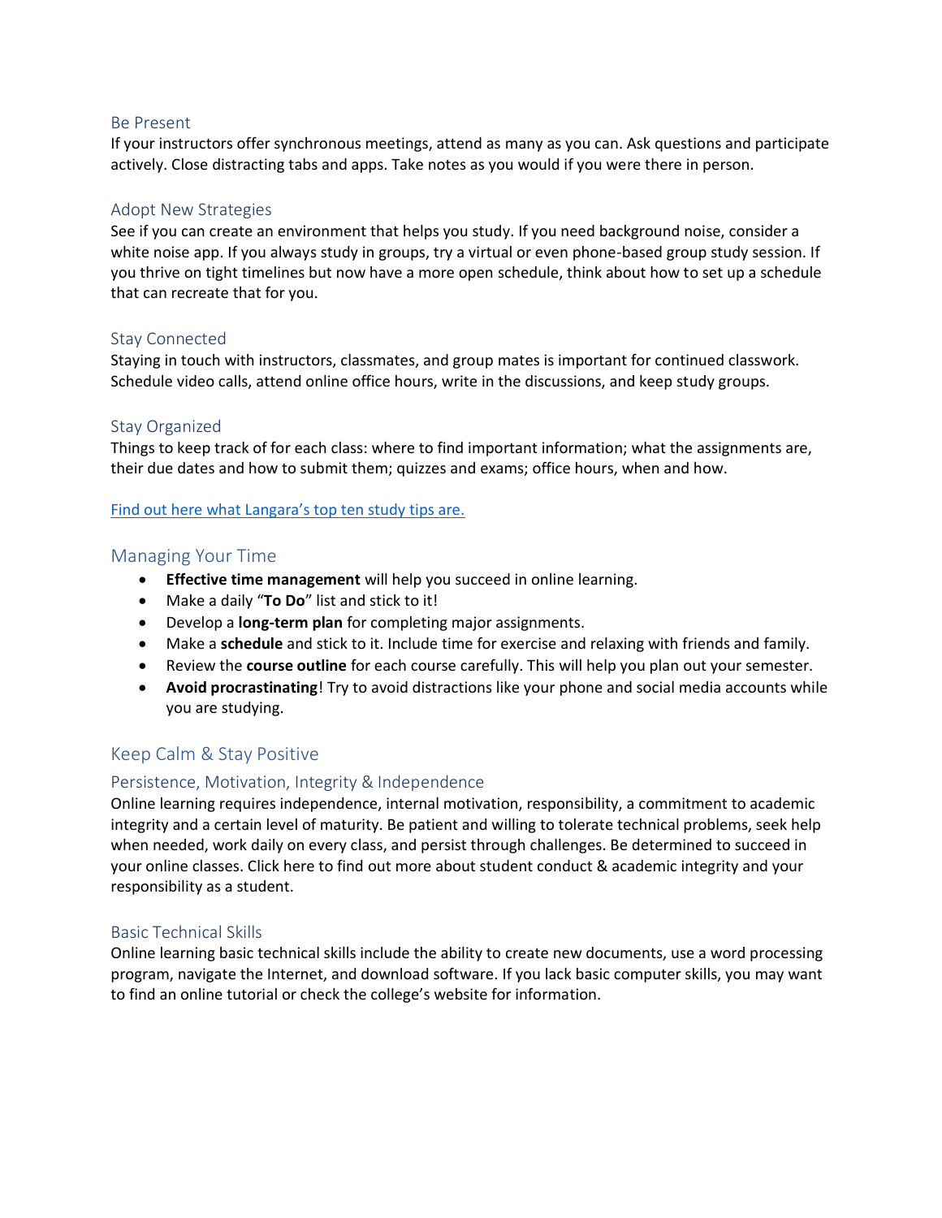### Be Present

If your instructors offer synchronous meetings, attend as many as you can. Ask questions and participate actively. Close distracting tabs and apps. Take notes as you would if you were there in person.

### Adopt New Strategies

See if you can create an environment that helps you study. If you need background noise, consider a white noise app. If you always study in groups, try a virtual or even phone-based group study session. If you thrive on tight timelines but now have a more open schedule, think about how to set up a schedule that can recreate that for you.

### Stay Connected

Staying in touch with instructors, classmates, and group mates is important for continued classwork. Schedule video calls, attend online office hours, write in the discussions, and keep study groups.

### Stay Organized

Things to keep track of for each class: where to find important information; what the assignments are, their due dates and how to submit them; quizzes and exams; office hours, when and how.

[Find out here what Langara's top ten study tips are.]

## Managing Your Time

- **Effective time management** will help you succeed in online learning.
- Make a daily "**To Do**" list and stick to it!
- Develop a **long-term plan** for completing major assignments.
- Make a **schedule** and stick to it. Include time for exercise and relaxing with friends and family.
- Review the **course outline** for each course carefully. This will help you plan out your semester.
- **Avoid procrastinating**! Try to avoid distractions like your phone and social media accounts while you are studying.

## Keep Calm & Stay Positive

### Persistence, Motivation, Integrity & Independence

Online learning requires independence, internal motivation, responsibility, a commitment to academic integrity and a certain level of maturity. Be patient and willing to tolerate technical problems, seek help when needed, work daily on every class, and persist through challenges. Be determined to succeed in your online classes. Click here to find out more about student conduct & academic integrity and your responsibility as a student.

### Basic Technical Skills

Online learning basic technical skills include the ability to create new documents, use a word processing program, navigate the Internet, and download software. If you lack basic computer skills, you may want to find an online tutorial or check the college's website for information.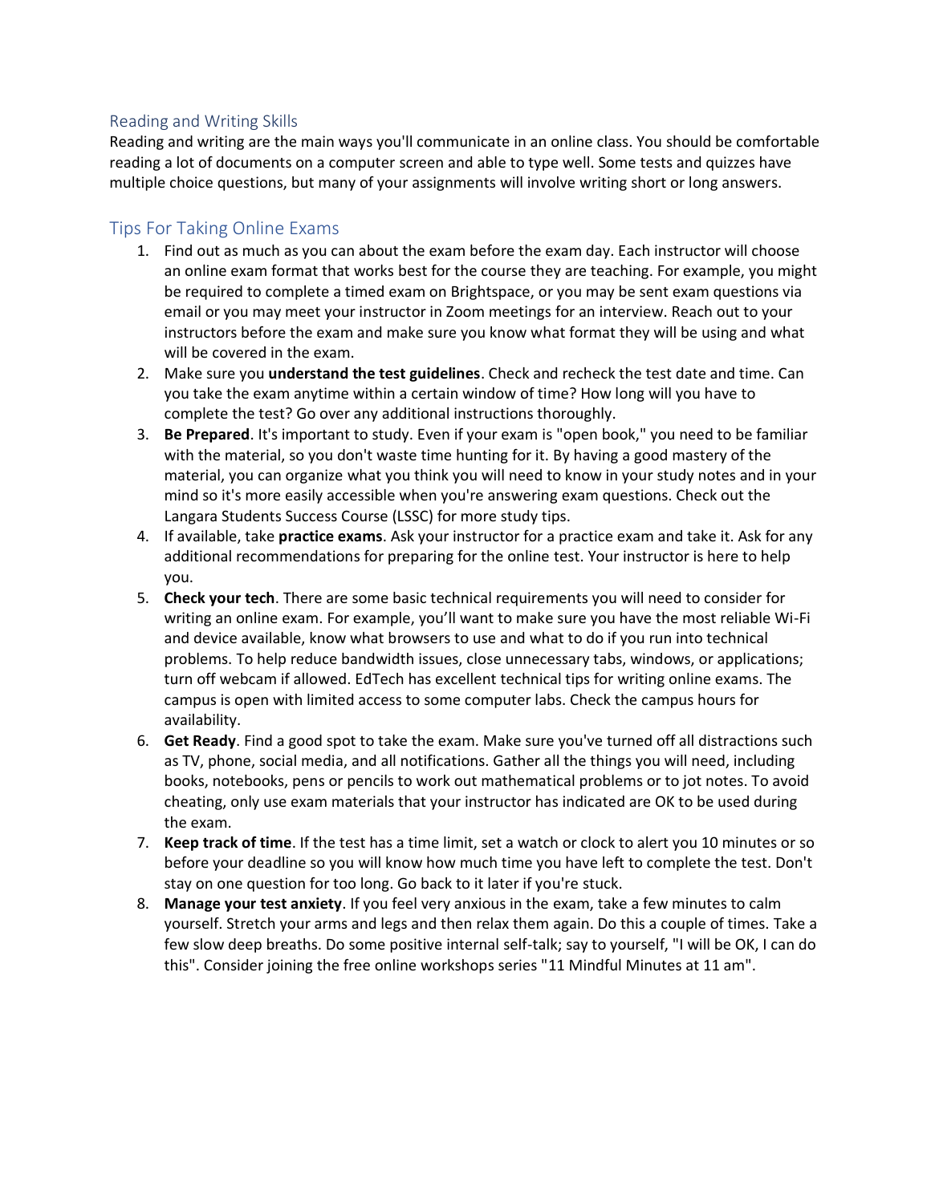## Reading and Writing Skills

Reading and writing are the main ways you'll communicate in an online class. You should be comfortable reading a lot of documents on a computer screen and able to type well. Some tests and quizzes have multiple choice questions, but many of your assignments will involve writing short or long answers.

## Tips For Taking Online Exams

1. Find out as much as you can about the exam before the exam day. Each instructor will choose an online exam format that works best for the course they are teaching. For example, you might be required to complete a timed exam on Brightspace, or you may be sent exam questions via email or you may meet your instructor in Zoom meetings for an interview. Reach out to your instructors before the exam and make sure you know what format they will be using and what will be covered in the exam.
2. Make sure you **understand the test guidelines**. Check and recheck the test date and time. Can you take the exam anytime within a certain window of time? How long will you have to complete the test? Go over any additional instructions thoroughly.
3. **Be Prepared**. It's important to study. Even if your exam is "open book," you need to be familiar with the material, so you don't waste time hunting for it. By having a good mastery of the material, you can organize what you think you will need to know in your study notes and in your mind so it's more easily accessible when you're answering exam questions. Check out the Langara Students Success Course (LSSC) for more study tips.
4. If available, take **practice exams**. Ask your instructor for a practice exam and take it. Ask for any additional recommendations for preparing for the online test. Your instructor is here to help you.
5. **Check your tech**. There are some basic technical requirements you will need to consider for writing an online exam. For example, you'll want to make sure you have the most reliable Wi-Fi and device available, know what browsers to use and what to do if you run into technical problems. To help reduce bandwidth issues, close unnecessary tabs, windows, or applications; turn off webcam if allowed. EdTech has excellent technical tips for writing online exams. The campus is open with limited access to some computer labs. Check the campus hours for availability.
6. **Get Ready**. Find a good spot to take the exam. Make sure you've turned off all distractions such as TV, phone, social media, and all notifications. Gather all the things you will need, including books, notebooks, pens or pencils to work out mathematical problems or to jot notes. To avoid cheating, only use exam materials that your instructor has indicated are OK to be used during the exam.
7. **Keep track of time**. If the test has a time limit, set a watch or clock to alert you 10 minutes or so before your deadline so you will know how much time you have left to complete the test. Don't stay on one question for too long. Go back to it later if you're stuck.
8. **Manage your test anxiety**. If you feel very anxious in the exam, take a few minutes to calm yourself. Stretch your arms and legs and then relax them again. Do this a couple of times. Take a few slow deep breaths. Do some positive internal self-talk; say to yourself, "I will be OK, I can do this". Consider joining the free online workshops series "11 Mindful Minutes at 11 am".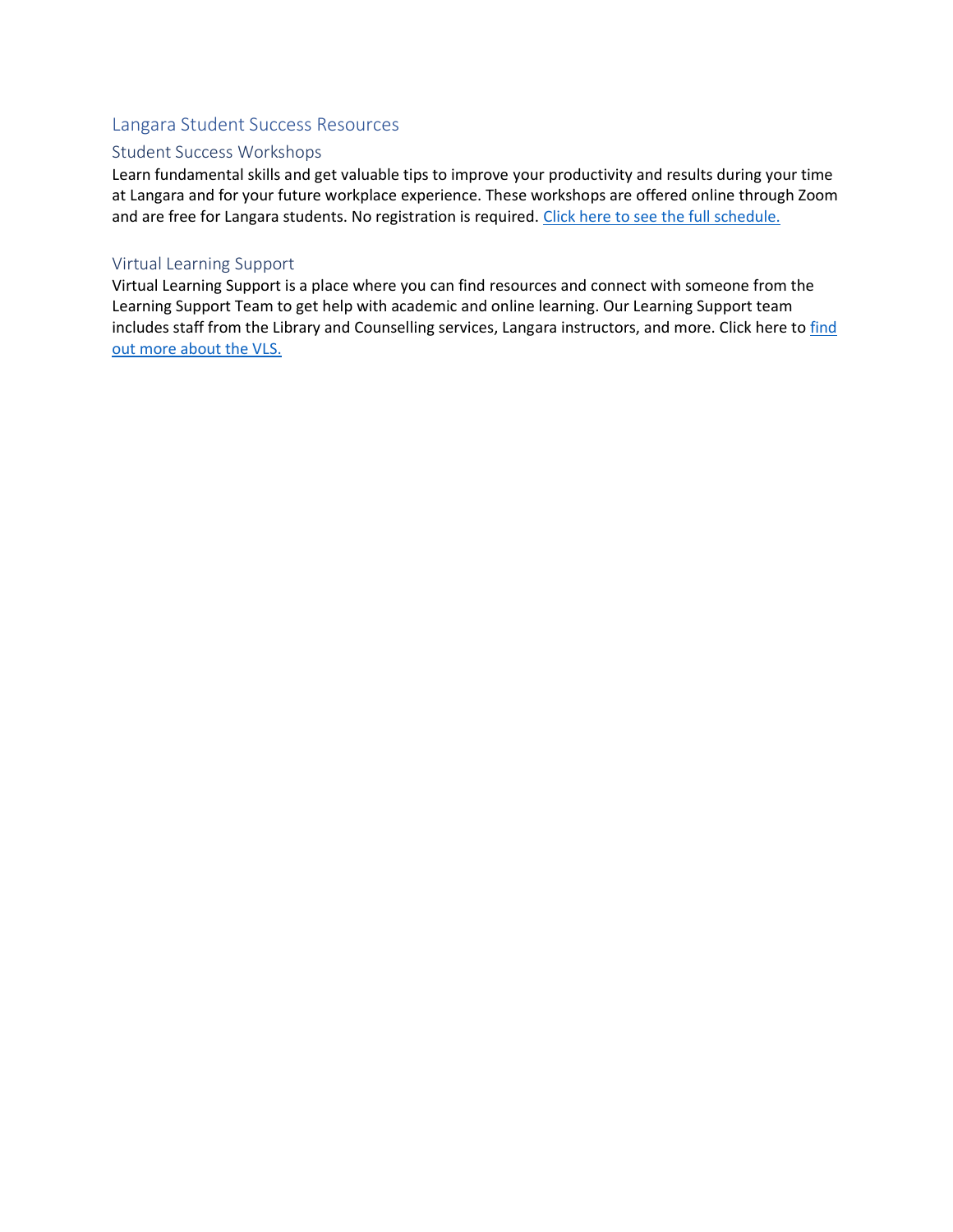## Langara Student Success Resources

### Student Success Workshops

Learn fundamental skills and get valuable tips to improve your productivity and results during your time at Langara and for your future workplace experience. These workshops are offered online through Zoom and are free for Langara students. No registration is required. Click here to see the full schedule.

### Virtual Learning Support

Virtual Learning Support is a place where you can find resources and connect with someone from the Learning Support Team to get help with academic and online learning. Our Learning Support team includes staff from the Library and Counselling services, Langara instructors, and more. Click here to find out more about the VLS.